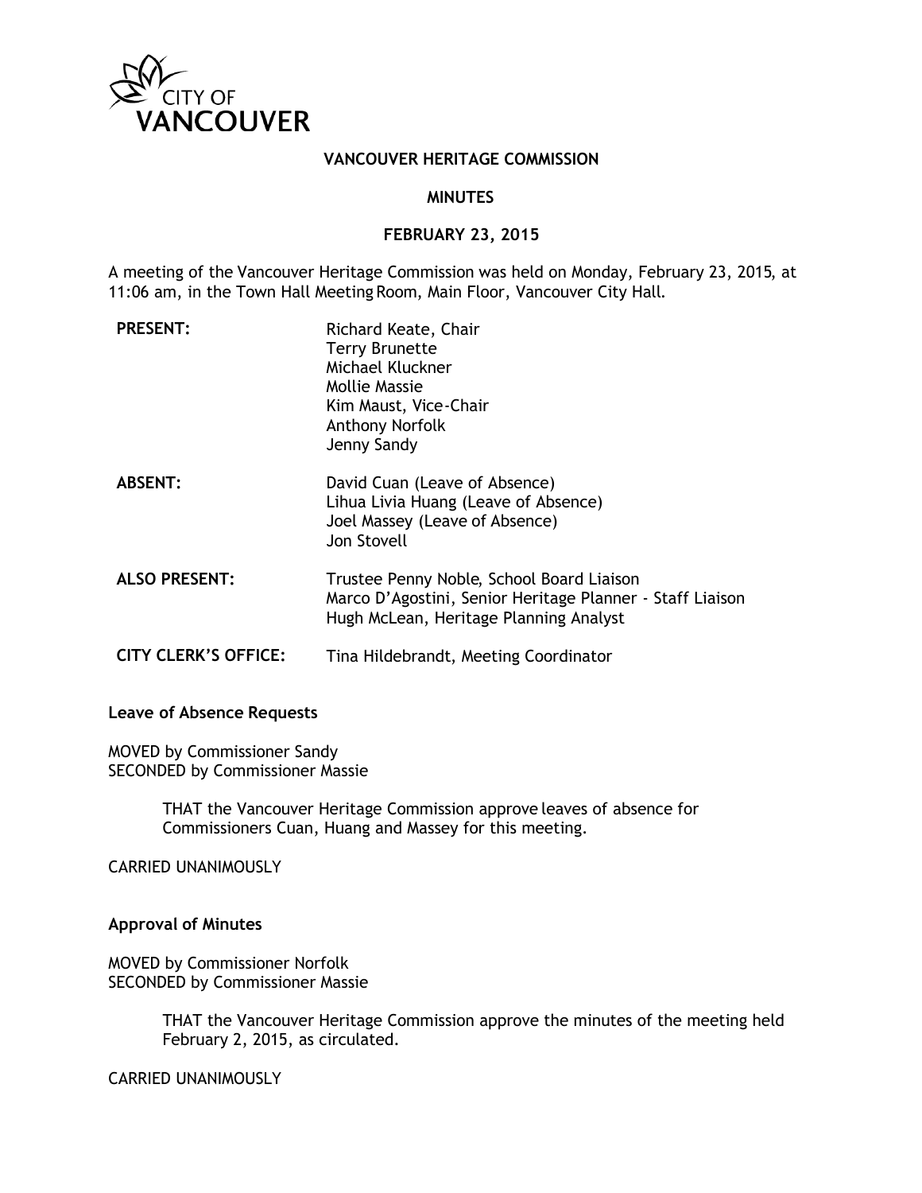CITY OF VANCOUVER

# VANCOUVER HERITAGE COMMISSION

## MINUTES

## FEBRUARY 23, 2015

A meeting of the Vancouver Heritage Commission was held on Monday, February 23, 2015, at 11:06 am, in the Town Hall Meeting Room, Main Floor, Vancouver City Hall.

| | |
|---|---|
| **PRESENT:** | Richard Keate, Chair<br>Terry Brunette<br>Michael Kluckner<br>Mollie Massie<br>Kim Maust, Vice-Chair<br>Anthony Norfolk<br>Jenny Sandy |
| **ABSENT:** | David Cuan (Leave of Absence)<br>Lihua Livia Huang (Leave of Absence)<br>Joel Massey (Leave of Absence)<br>Jon Stovell |
| **ALSO PRESENT:** | Trustee Penny Noble, School Board Liaison<br>Marco D'Agostini, Senior Heritage Planner - Staff Liaison<br>Hugh McLean, Heritage Planning Analyst |
| **CITY CLERK'S OFFICE:** | Tina Hildebrandt, Meeting Coordinator |

### Leave of Absence Requests

MOVED by Commissioner Sandy
SECONDED by Commissioner Massie

> THAT the Vancouver Heritage Commission approve leaves of absence for Commissioners Cuan, Huang and Massey for this meeting.

CARRIED UNANIMOUSLY

### Approval of Minutes

MOVED by Commissioner Norfolk
SECONDED by Commissioner Massie

> THAT the Vancouver Heritage Commission approve the minutes of the meeting held February 2, 2015, as circulated.

CARRIED UNANIMOUSLY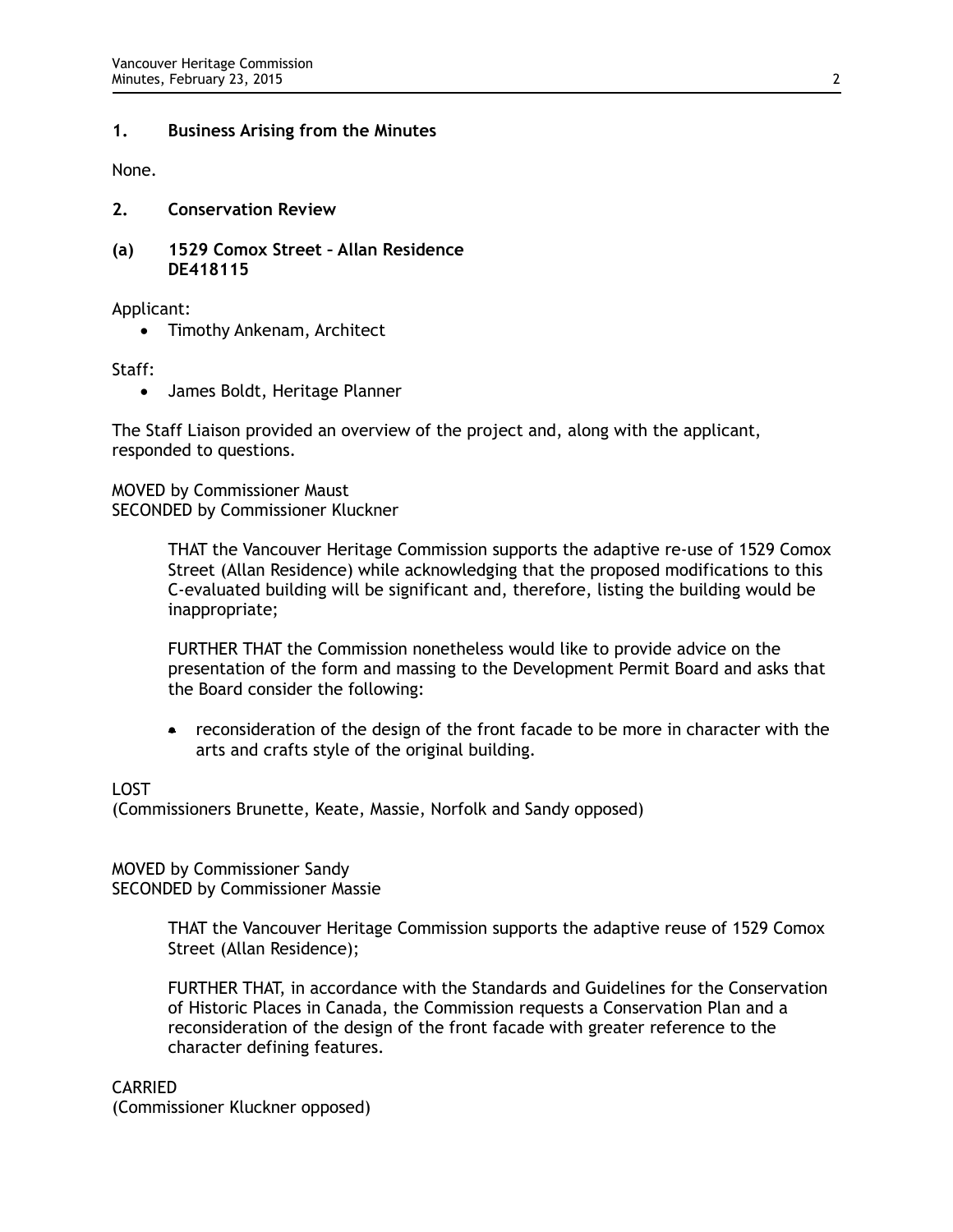## 1. Business Arising from the Minutes

None.

## 2. Conservation Review

### (a) 1529 Comox Street – Allan Residence DE418115

Applicant:

- Timothy Ankenam, Architect

Staff:

- James Boldt, Heritage Planner

The Staff Liaison provided an overview of the project and, along with the applicant, responded to questions.

MOVED by Commissioner Maust
SECONDED by Commissioner Kluckner

> THAT the Vancouver Heritage Commission supports the adaptive re-use of 1529 Comox Street (Allan Residence) while acknowledging that the proposed modifications to this C-evaluated building will be significant and, therefore, listing the building would be inappropriate;
>
> FURTHER THAT the Commission nonetheless would like to provide advice on the presentation of the form and massing to the Development Permit Board and asks that the Board consider the following:
>
> - reconsideration of the design of the front facade to be more in character with the arts and crafts style of the original building.

LOST
(Commissioners Brunette, Keate, Massie, Norfolk and Sandy opposed)

MOVED by Commissioner Sandy
SECONDED by Commissioner Massie

> THAT the Vancouver Heritage Commission supports the adaptive reuse of 1529 Comox Street (Allan Residence);
>
> FURTHER THAT, in accordance with the Standards and Guidelines for the Conservation of Historic Places in Canada, the Commission requests a Conservation Plan and a reconsideration of the design of the front facade with greater reference to the character defining features.

CARRIED
(Commissioner Kluckner opposed)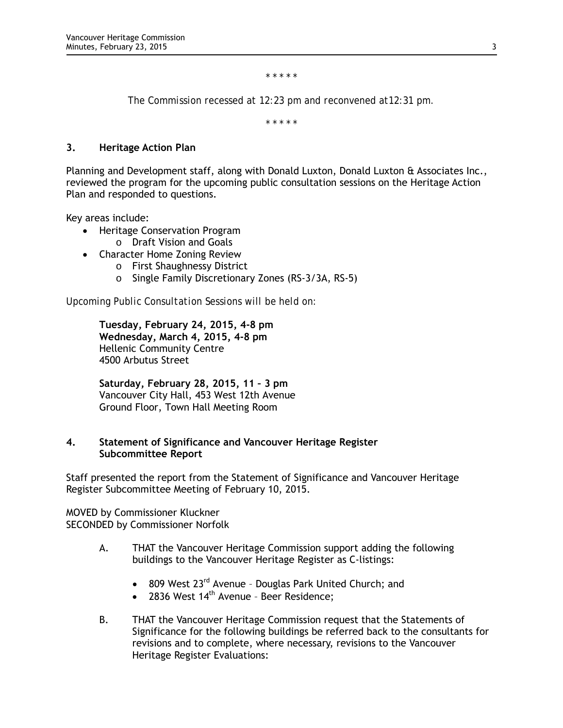\* \* \* \* \*

*The Commission recessed at 12:23 pm and reconvened at12:31 pm.*

\* \* \* \* \*

## 3. Heritage Action Plan

Planning and Development staff, along with Donald Luxton, Donald Luxton & Associates Inc., reviewed the program for the upcoming public consultation sessions on the Heritage Action Plan and responded to questions.

Key areas include:

- Heritage Conservation Program
  - Draft Vision and Goals
- Character Home Zoning Review
  - First Shaughnessy District
  - Single Family Discretionary Zones (RS-3/3A, RS-5)

*Upcoming Public Consultation Sessions will be held on:*

> **Tuesday, February 24, 2015, 4-8 pm**
> **Wednesday, March 4, 2015, 4-8 pm**
> Hellenic Community Centre
> 4500 Arbutus Street
>
> **Saturday, February 28, 2015, 11 – 3 pm**
> Vancouver City Hall, 453 West 12th Avenue
> Ground Floor, Town Hall Meeting Room

## 4. Statement of Significance and Vancouver Heritage Register Subcommittee Report

Staff presented the report from the Statement of Significance and Vancouver Heritage Register Subcommittee Meeting of February 10, 2015.

MOVED by Commissioner Kluckner
SECONDED by Commissioner Norfolk

A. THAT the Vancouver Heritage Commission support adding the following buildings to the Vancouver Heritage Register as C-listings:

- 809 West 23rd Avenue – Douglas Park United Church; and
- 2836 West 14th Avenue – Beer Residence;

B. THAT the Vancouver Heritage Commission request that the Statements of Significance for the following buildings be referred back to the consultants for revisions and to complete, where necessary, revisions to the Vancouver Heritage Register Evaluations: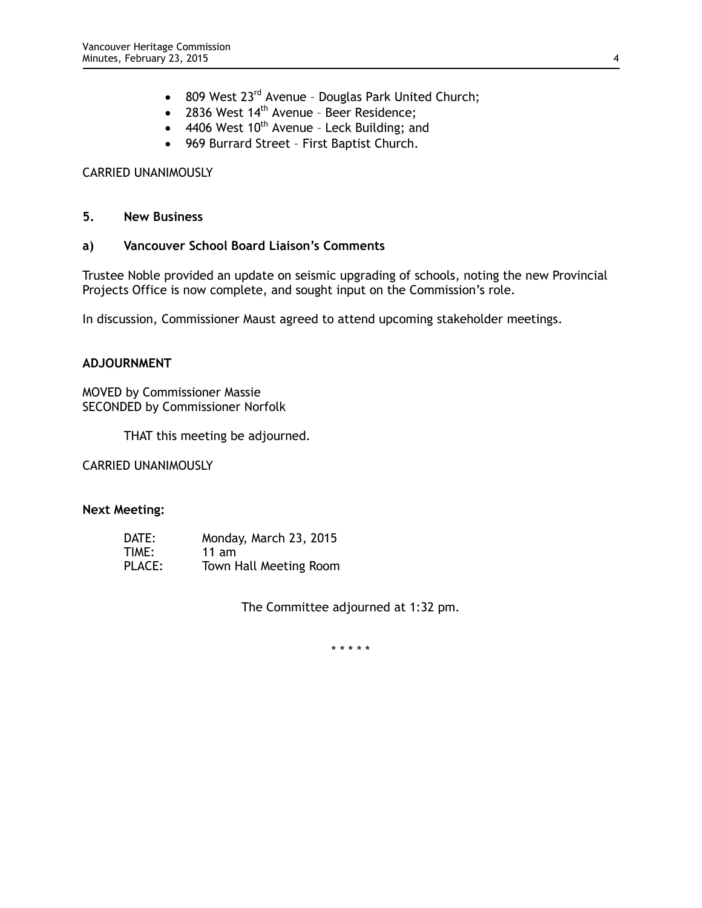- 809 West 23rd Avenue – Douglas Park United Church;
- 2836 West 14th Avenue – Beer Residence;
- 4406 West 10th Avenue – Leck Building; and
- 969 Burrard Street – First Baptist Church.

CARRIED UNANIMOUSLY

**5. New Business**

**a) Vancouver School Board Liaison's Comments**

Trustee Noble provided an update on seismic upgrading of schools, noting the new Provincial Projects Office is now complete, and sought input on the Commission's role.

In discussion, Commissioner Maust agreed to attend upcoming stakeholder meetings.

**ADJOURNMENT**

MOVED by Commissioner Massie
SECONDED by Commissioner Norfolk

THAT this meeting be adjourned.

CARRIED UNANIMOUSLY

**Next Meeting:**

| | |
|---|---|
| DATE: | Monday, March 23, 2015 |
| TIME: | 11 am |
| PLACE: | Town Hall Meeting Room |

The Committee adjourned at 1:32 pm.

* * * * *